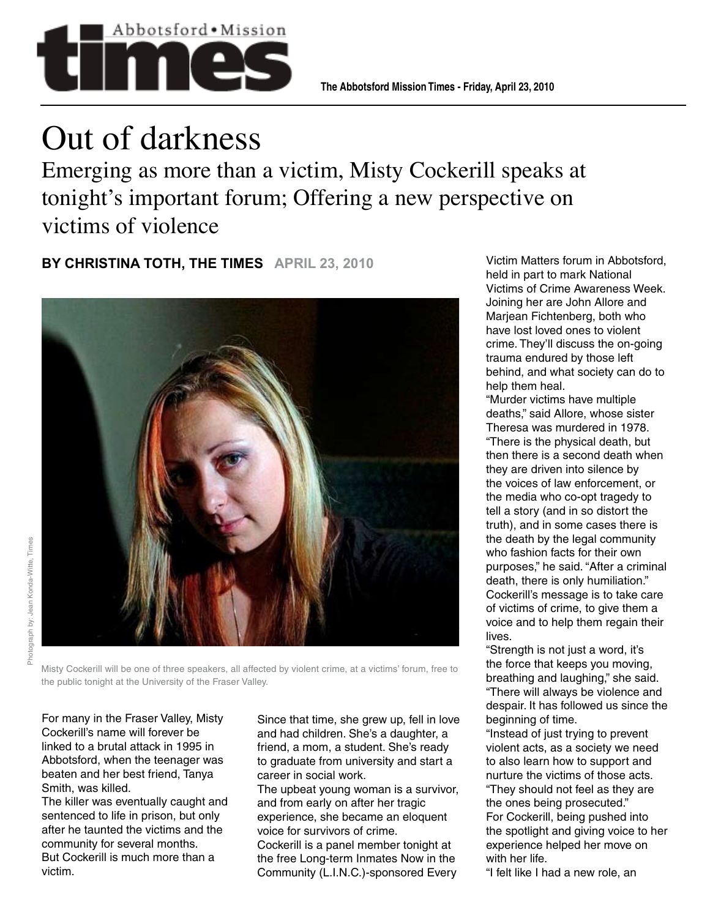# Out of darkness

## Emerging as more than a victim, Misty Cockerill speaks at tonight's important forum; Offering a new perspective on victims of violence

**BY CHRISTINA TOTH, THE TIMES** APRIL 23, 2010

Photograph by: Jean Konda-Witte, Times

Misty Cockerill will be one of three speakers, all affected by violent crime, at a victims' forum, free to the public tonight at the University of the Fraser Valley.

For many in the Fraser Valley, Misty Cockerill's name will forever be linked to a brutal attack in 1995 in Abbotsford, when the teenager was beaten and her best friend, Tanya Smith, was killed.

The killer was eventually caught and sentenced to life in prison, but only after he taunted the victims and the community for several months.

But Cockerill is much more than a victim.

Since that time, she grew up, fell in love and had children. She's a daughter, a friend, a mom, a student. She's ready to graduate from university and start a career in social work.

The upbeat young woman is a survivor, and from early on after her tragic experience, she became an eloquent voice for survivors of crime.

Cockerill is a panel member tonight at the free Long-term Inmates Now in the Community (L.I.N.C.)-sponsored Every Victim Matters forum in Abbotsford, held in part to mark National Victims of Crime Awareness Week. Joining her are John Allore and Marjean Fichtenberg, both who have lost loved ones to violent crime. They'll discuss the on-going trauma endured by those left behind, and what society can do to help them heal.

"Murder victims have multiple deaths," said Allore, whose sister Theresa was murdered in 1978. "There is the physical death, but then there is a second death when they are driven into silence by the voices of law enforcement, or the media who co-opt tragedy to tell a story (and in so distort the truth), and in some cases there is the death by the legal community who fashion facts for their own purposes," he said. "After a criminal death, there is only humiliation."

Cockerill's message is to take care of victims of crime, to give them a voice and to help them regain their lives.

"Strength is not just a word, it's the force that keeps you moving, breathing and laughing," she said. "There will always be violence and despair. It has followed us since the beginning of time.

"Instead of just trying to prevent violent acts, as a society we need to also learn how to support and nurture the victims of those acts.

"They should not feel as they are the ones being prosecuted."

For Cockerill, being pushed into the spotlight and giving voice to her experience helped her move on with her life.

"I felt like I had a new role, an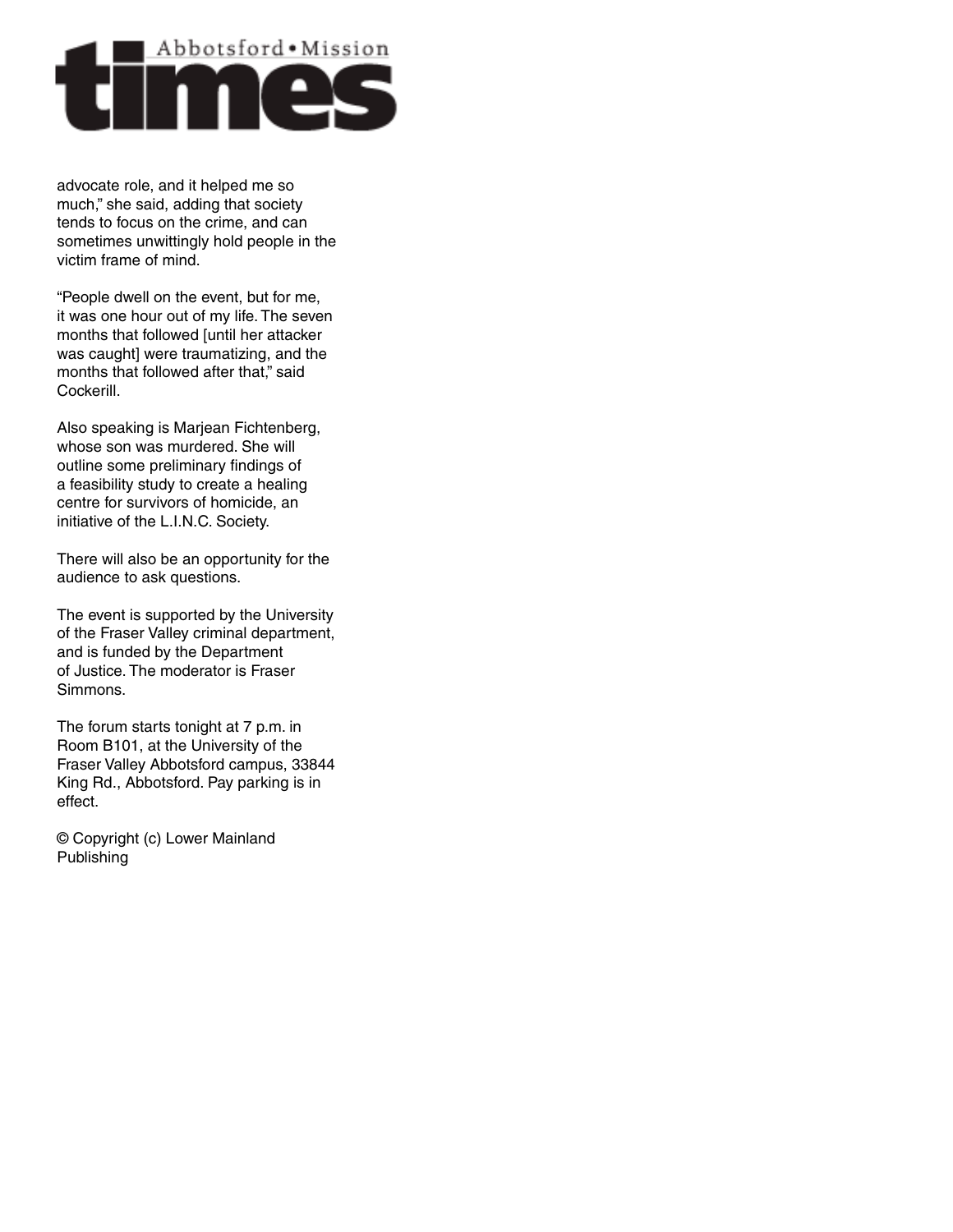advocate role, and it helped me so much," she said, adding that society tends to focus on the crime, and can sometimes unwittingly hold people in the victim frame of mind.

"People dwell on the event, but for me, it was one hour out of my life. The seven months that followed [until her attacker was caught] were traumatizing, and the months that followed after that," said Cockerill.

Also speaking is Marjean Fichtenberg, whose son was murdered. She will outline some preliminary findings of a feasibility study to create a healing centre for survivors of homicide, an initiative of the L.I.N.C. Society.

There will also be an opportunity for the audience to ask questions.

The event is supported by the University of the Fraser Valley criminal department, and is funded by the Department of Justice. The moderator is Fraser Simmons.

The forum starts tonight at 7 p.m. in Room B101, at the University of the Fraser Valley Abbotsford campus, 33844 King Rd., Abbotsford. Pay parking is in effect.

© Copyright (c) Lower Mainland Publishing